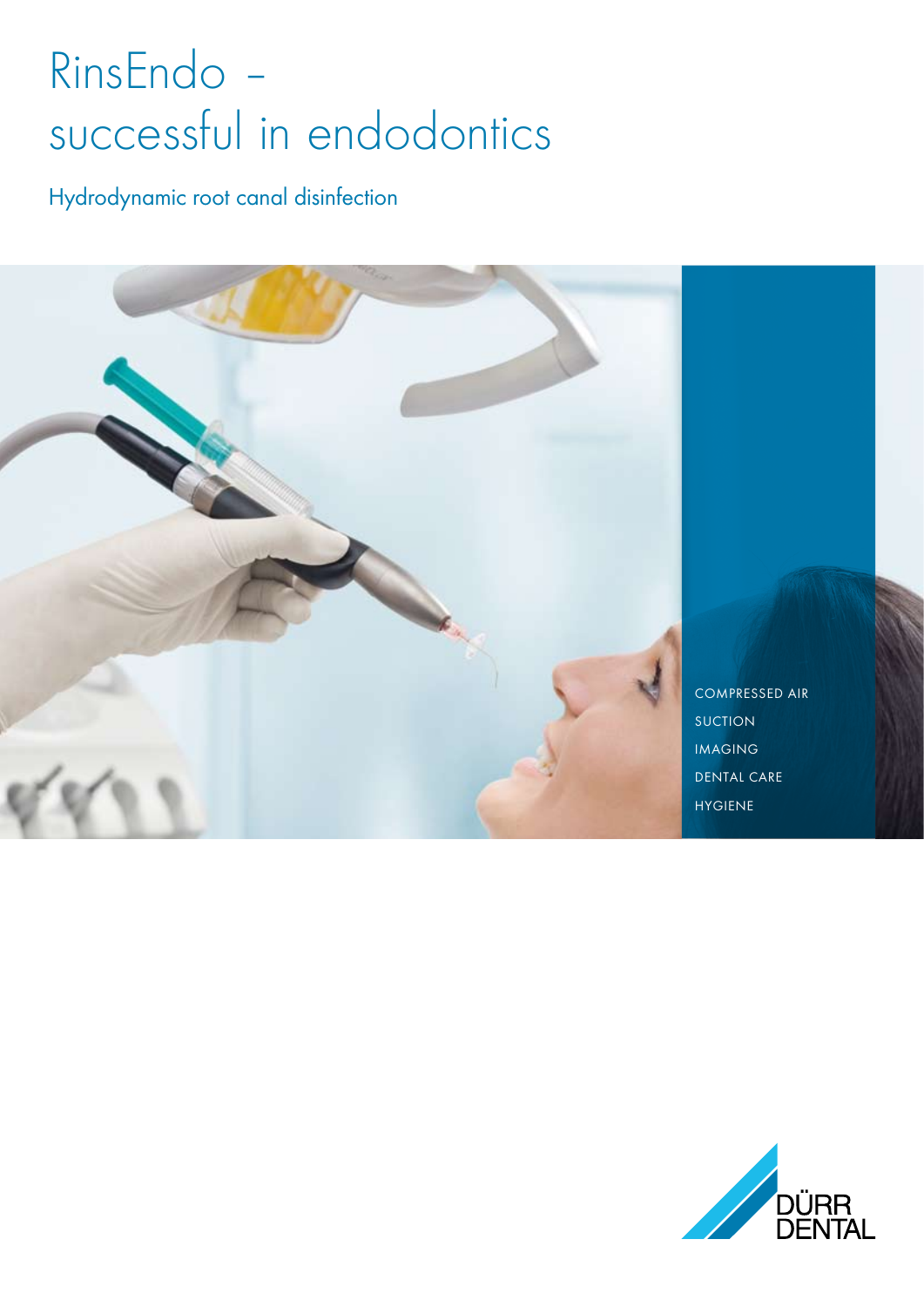# RinsEndo – successful in endodontics

## Hydrodynamic root canal disinfection

COMPRESSED AIR
SUCTION
IMAGING
DENTAL CARE
HYGIENE

DÜRR DENTAL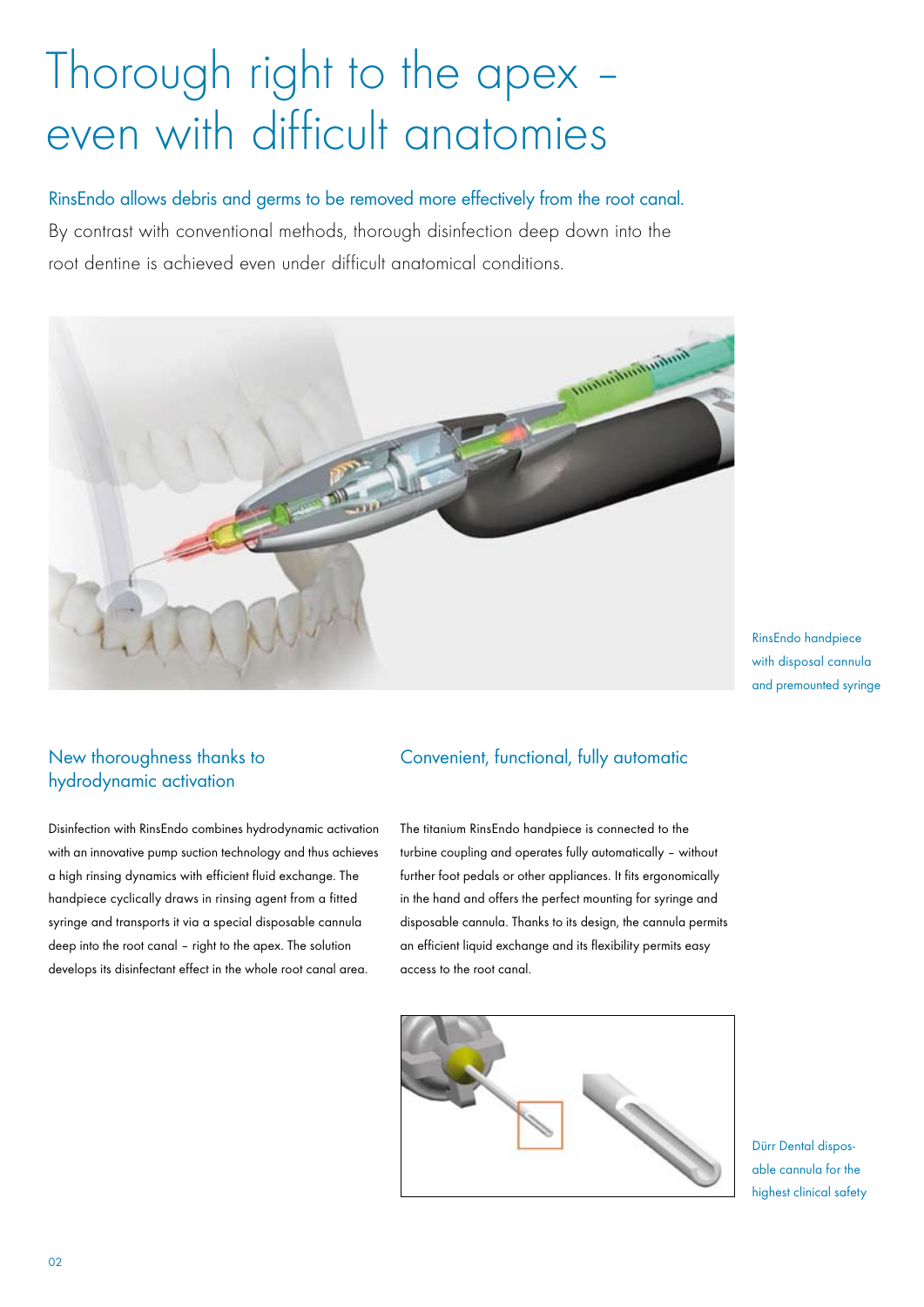# Thorough right to the apex – even with difficult anatomies

RinsEndo allows debris and germs to be removed more effectively from the root canal. By contrast with conventional methods, thorough disinfection deep down into the root dentine is achieved even under difficult anatomical conditions.

RinsEndo handpiece with disposal cannula and premounted syringe

## New thoroughness thanks to hydrodynamic activation

Disinfection with RinsEndo combines hydrodynamic activation with an innovative pump suction technology and thus achieves a high rinsing dynamics with efficient fluid exchange. The handpiece cyclically draws in rinsing agent from a fitted syringe and transports it via a special disposable cannula deep into the root canal – right to the apex. The solution develops its disinfectant effect in the whole root canal area.

## Convenient, functional, fully automatic

The titanium RinsEndo handpiece is connected to the turbine coupling and operates fully automatically – without further foot pedals or other appliances. It fits ergonomically in the hand and offers the perfect mounting for syringe and disposable cannula. Thanks to its design, the cannula permits an efficient liquid exchange and its flexibility permits easy access to the root canal.

Dürr Dental disposable cannula for the highest clinical safety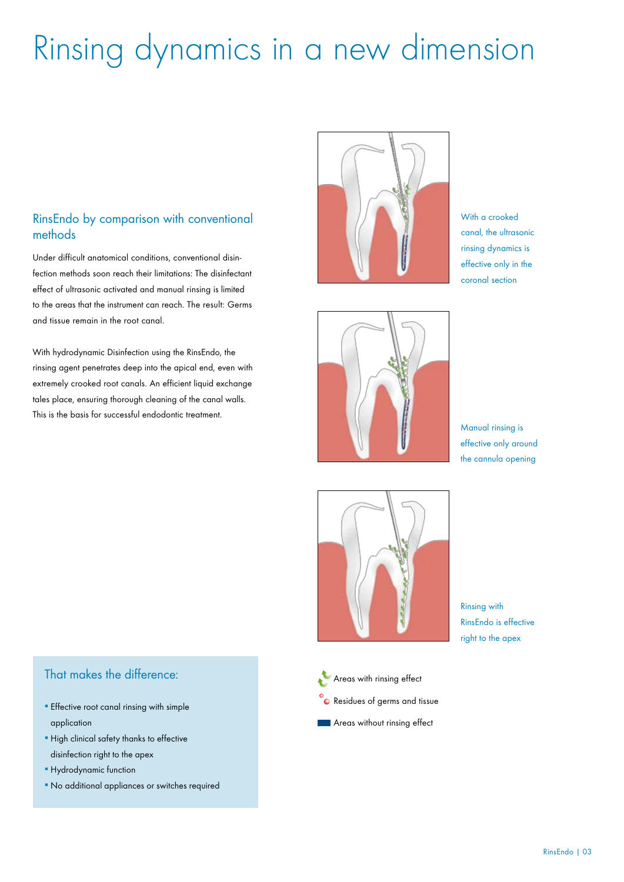# Rinsing dynamics in a new dimension

## RinsEndo by comparison with conventional methods

Under difficult anatomical conditions, conventional disinfection methods soon reach their limitations: The disinfectant effect of ultrasonic activated and manual rinsing is limited to the areas that the instrument can reach. The result: Germs and tissue remain in the root canal.

With hydrodynamic Disinfection using the RinsEndo, the rinsing agent penetrates deep into the apical end, even with extremely crooked root canals. An efficient liquid exchange tales place, ensuring thorough cleaning of the canal walls. This is the basis for successful endodontic treatment.

With a crooked canal, the ultrasonic rinsing dynamics is effective only in the coronal section

Manual rinsing is effective only around the cannula opening

Rinsing with RinsEndo is effective right to the apex

Areas with rinsing effect

Residues of germs and tissue

Areas without rinsing effect

### That makes the difference:

- Effective root canal rinsing with simple application
- High clinical safety thanks to effective disinfection right to the apex
- Hydrodynamic function
- No additional appliances or switches required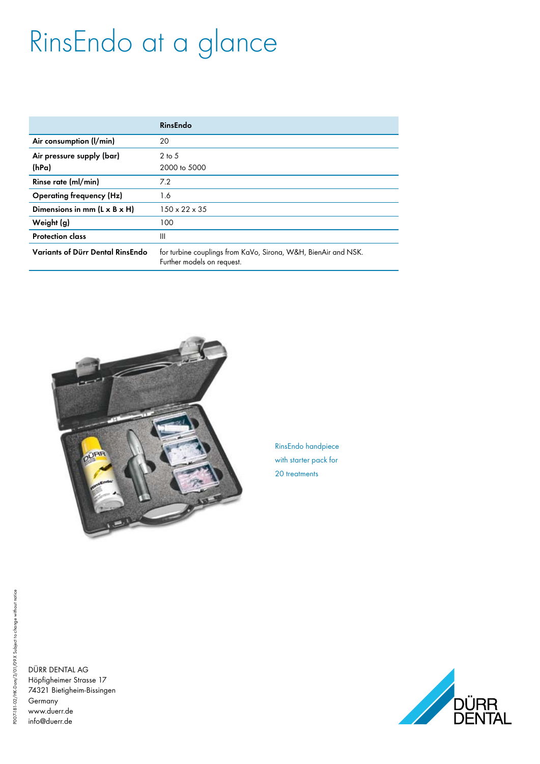# RinsEndo at a glance

| | RinsEndo |
|---|---|
| **Air consumption (l/min)** | 20 |
| **Air pressure supply (bar)** **(hPa)** | 2 to 5 2000 to 5000 |
| **Rinse rate (ml/min)** | 7.2 |
| **Operating frequency (Hz)** | 1.6 |
| **Dimensions in mm (L x B x H)** | 150 x 22 x 35 |
| **Weight (g)** | 100 |
| **Protection class** | III |
| **Variants of Dürr Dental RinsEndo** | for turbine couplings from KaVo, Sirona, W&H, BienAir and NSK. Further models on request. |

RinsEndo handpiece with starter pack for 20 treatments

DÜRR DENTAL AG
Höpfigheimer Strasse 17
74321 Bietigheim-Bissingen
Germany
www.duerr.de
info@duerr.de

P007-181-02/HK-Dom/3/01/09X Subject to change without notice